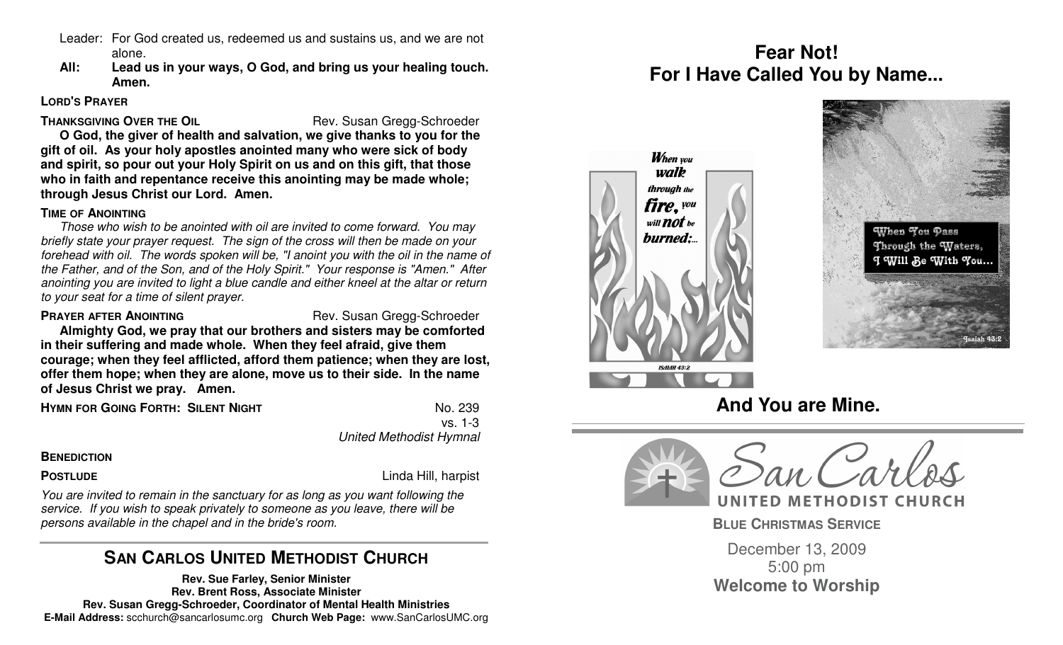Leader: For God created us, redeemed us and sustains us, and we are not alone.

**All: Lead us in your ways, O God, and bring us your healing touch. Amen.**

**LORD'S PRAYER**

**THANKSGIVING OVER THE OIL** Rev. Susan Gregg-Schroeder

**O God, the giver of health and salvation, we give thanks to you for the gift of oil. As your holy apostles anointed many who were sick of body and spirit, so pour out your Holy Spirit on us and on this gift, that those who in faith and repentance receive this anointing may be made whole; through Jesus Christ our Lord. Amen.**

**TIME OF ANOINTING**

*Those who wish to be anointed with oil are invited to come forward. You may briefly state your prayer request. The sign of the cross will then be made on your forehead with oil. The words spoken will be, "I anoint you with the oil in the name of the Father, and of the Son, and of the Holy Spirit." Your response is "Amen." After anointing you are invited to light a blue candle and either kneel at the altar or return to your seat for a time of silent prayer.*

**PRAYER AFTER ANOINTING** Rev. Susan Gregg-Schroeder

**Almighty God, we pray that our brothers and sisters may be comforted in their suffering and made whole. When they feel afraid, give them courage; when they feel afflicted, afford them patience; when they are lost, offer them hope; when they are alone, move us to their side. In the name of Jesus Christ we pray. Amen.**

**HYMN FOR GOING FORTH: SILENT NIGHT** No. 239
vs. 1-3
*United Methodist Hymnal*

**BENEDICTION**

**POSTLUDE** Linda Hill, harpist

*You are invited to remain in the sanctuary for as long as you want following the service. If you wish to speak privately to someone as you leave, there will be persons available in the chapel and in the bride's room.*

## SAN CARLOS UNITED METHODIST CHURCH

**Rev. Sue Farley, Senior Minister**
**Rev. Brent Ross, Associate Minister**
**Rev. Susan Gregg-Schroeder, Coordinator of Mental Health Ministries**
**E-Mail Address:** scchurch@sancarlosumc.org **Church Web Page:** www.SanCarlosUMC.org

# Fear Not!
# For I Have Called You by Name...

When you walk through the fire, you will not be burned;...
Isaiah 43:2

When You Pass Through the Waters, I Will Be With You...
Isaiah 43:2

## And You are Mine.

San Carlos
UNITED METHODIST CHURCH

**BLUE CHRISTMAS SERVICE**

December 13, 2009
5:00 pm
**Welcome to Worship**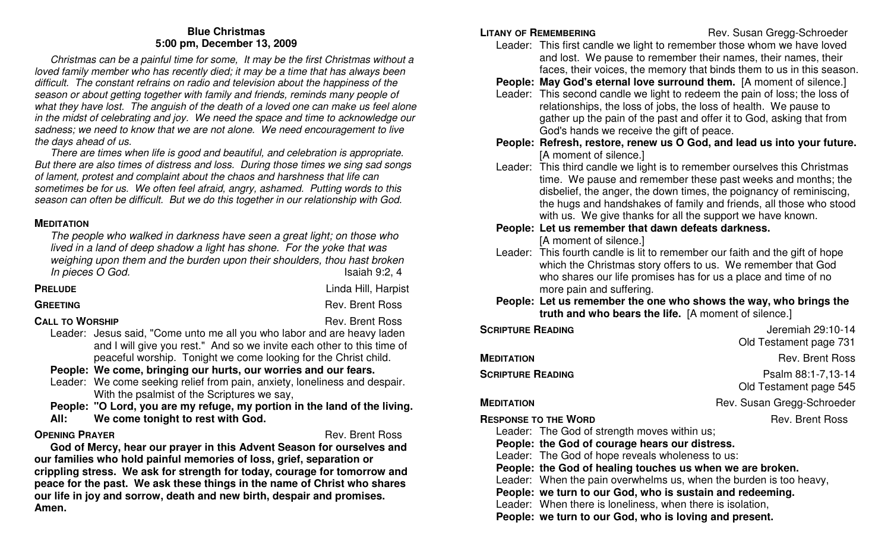# Blue Christmas
## 5:00 pm, December 13, 2009

*Christmas can be a painful time for some, It may be the first Christmas without a loved family member who has recently died; it may be a time that has always been difficult. The constant refrains on radio and television about the happiness of the season or about getting together with family and friends, reminds many people of what they have lost. The anguish of the death of a loved one can make us feel alone in the midst of celebrating and joy. We need the space and time to acknowledge our sadness; we need to know that we are not alone. We need encouragement to live the days ahead of us.*

*There are times when life is good and beautiful, and celebration is appropriate. But there are also times of distress and loss. During those times we sing sad songs of lament, protest and complaint about the chaos and harshness that life can sometimes be for us. We often feel afraid, angry, ashamed. Putting words to this season can often be difficult. But we do this together in our relationship with God.*

**MEDITATION**

*The people who walked in darkness have seen a great light; on those who lived in a land of deep shadow a light has shone. For the yoke that was weighing upon them and the burden upon their shoulders, thou hast broken In pieces O God.* Isaiah 9:2, 4

**PRELUDE** Linda Hill, Harpist

**GREETING** Rev. Brent Ross

**CALL TO WORSHIP** Rev. Brent Ross

Leader: Jesus said, "Come unto me all you who labor and are heavy laden and I will give you rest." And so we invite each other to this time of peaceful worship. Tonight we come looking for the Christ child.

**People: We come, bringing our hurts, our worries and our fears.**

Leader: We come seeking relief from pain, anxiety, loneliness and despair. With the psalmist of the Scriptures we say,

**People: "O Lord, you are my refuge, my portion in the land of the living.**

**All: We come tonight to rest with God.**

**OPENING PRAYER** Rev. Brent Ross

**God of Mercy, hear our prayer in this Advent Season for ourselves and our families who hold painful memories of loss, grief, separation or crippling stress. We ask for strength for today, courage for tomorrow and peace for the past. We ask these things in the name of Christ who shares our life in joy and sorrow, death and new birth, despair and promises. Amen.**

**LITANY OF REMEMBERING** Rev. Susan Gregg-Schroeder

Leader: This first candle we light to remember those whom we have loved and lost. We pause to remember their names, their names, their faces, their voices, the memory that binds them to us in this season.

**People: May God's eternal love surround them.** [A moment of silence.]

Leader: This second candle we light to redeem the pain of loss; the loss of relationships, the loss of jobs, the loss of health. We pause to gather up the pain of the past and offer it to God, asking that from God's hands we receive the gift of peace.

**People: Refresh, restore, renew us O God, and lead us into your future.** [A moment of silence.]

Leader: This third candle we light is to remember ourselves this Christmas time. We pause and remember these past weeks and months; the disbelief, the anger, the down times, the poignancy of reminiscing, the hugs and handshakes of family and friends, all those who stood with us. We give thanks for all the support we have known.

**People: Let us remember that dawn defeats darkness.** [A moment of silence.]

Leader: This fourth candle is lit to remember our faith and the gift of hope which the Christmas story offers to us. We remember that God who shares our life promises has for us a place and time of no more pain and suffering.

**People: Let us remember the one who shows the way, who brings the truth and who bears the life.** [A moment of silence.]

**SCRIPTURE READING** Jeremiah 29:10-14
Old Testament page 731

**MEDITATION** Rev. Brent Ross

**SCRIPTURE READING** Psalm 88:1-7,13-14
Old Testament page 545

**MEDITATION** Rev. Susan Gregg-Schroeder

**RESPONSE TO THE WORD** Rev. Brent Ross

Leader: The God of strength moves within us;

**People: the God of courage hears our distress.**

Leader: The God of hope reveals wholeness to us:

**People: the God of healing touches us when we are broken.**

Leader: When the pain overwhelms us, when the burden is too heavy,

**People: we turn to our God, who is sustain and redeeming.**

Leader: When there is loneliness, when there is isolation,

**People: we turn to our God, who is loving and present.**